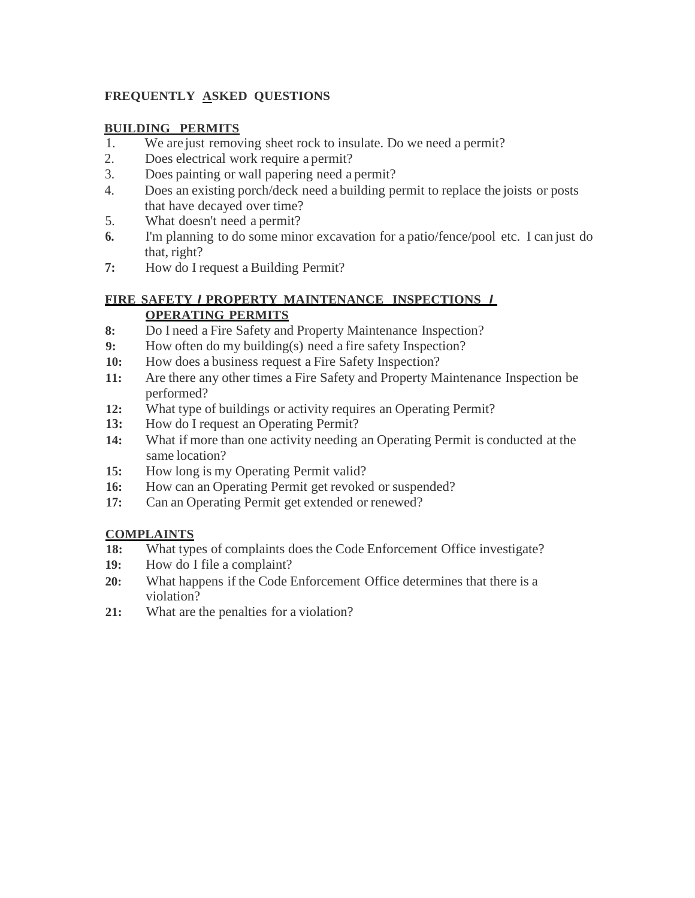# FREQUENTLY ASKED QUESTIONS

## BUILDING PERMITS

1. We are just removing sheet rock to insulate. Do we need a permit?
2. Does electrical work require a permit?
3. Does painting or wall papering need a permit?
4. Does an existing porch/deck need a building permit to replace the joists or posts that have decayed over time?
5. What doesn't need a permit?
6. I'm planning to do some minor excavation for a patio/fence/pool etc. I can just do that, right?
7. How do I request a Building Permit?

## FIRE SAFETY / PROPERTY MAINTENANCE INSPECTIONS / OPERATING PERMITS

8. Do I need a Fire Safety and Property Maintenance Inspection?
9. How often do my building(s) need a fire safety Inspection?
10. How does a business request a Fire Safety Inspection?
11. Are there any other times a Fire Safety and Property Maintenance Inspection be performed?
12. What type of buildings or activity requires an Operating Permit?
13. How do I request an Operating Permit?
14. What if more than one activity needing an Operating Permit is conducted at the same location?
15. How long is my Operating Permit valid?
16. How can an Operating Permit get revoked or suspended?
17. Can an Operating Permit get extended or renewed?

## COMPLAINTS

18. What types of complaints does the Code Enforcement Office investigate?
19. How do I file a complaint?
20. What happens if the Code Enforcement Office determines that there is a violation?
21. What are the penalties for a violation?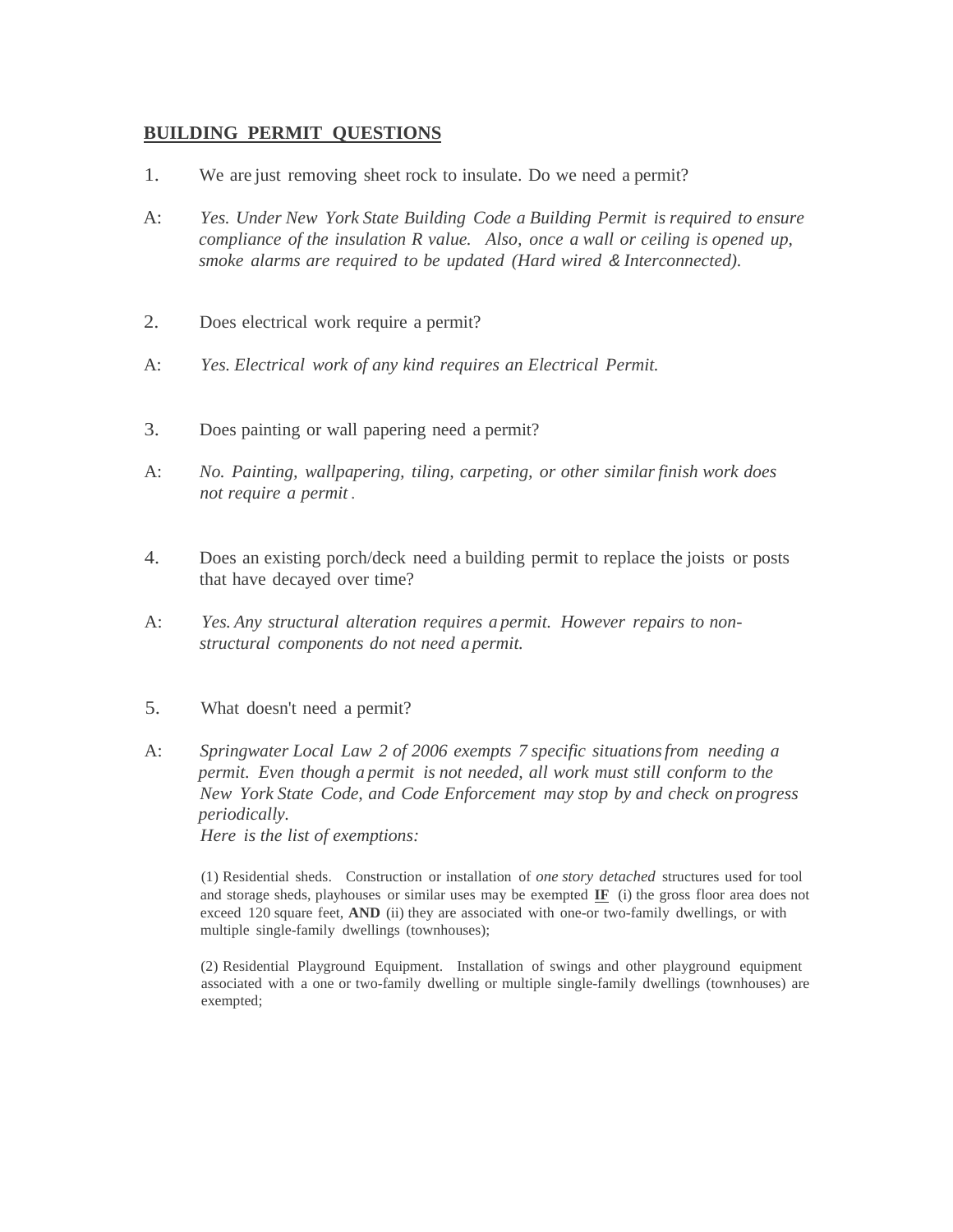## BUILDING PERMIT QUESTIONS

1. We are just removing sheet rock to insulate. Do we need a permit?

A: *Yes. Under New York State Building Code a Building Permit is required to ensure compliance of the insulation R value. Also, once a wall or ceiling is opened up, smoke alarms are required to be updated (Hard wired & Interconnected).*

2. Does electrical work require a permit?

A: *Yes. Electrical work of any kind requires an Electrical Permit.*

3. Does painting or wall papering need a permit?

A: *No. Painting, wallpapering, tiling, carpeting, or other similar finish work does not require a permit.*

4. Does an existing porch/deck need a building permit to replace the joists or posts that have decayed over time?

A: *Yes. Any structural alteration requires a permit. However repairs to non-structural components do not need a permit.*

5. What doesn't need a permit?

A: *Springwater Local Law 2 of 2006 exempts 7 specific situations from needing a permit. Even though a permit is not needed, all work must still conform to the New York State Code, and Code Enforcement may stop by and check on progress periodically.*
*Here is the list of exemptions:*

> (1) Residential sheds. Construction or installation of *one story detached* structures used for tool and storage sheds, playhouses or similar uses may be exempted **IF** (i) the gross floor area does not exceed 120 square feet, **AND** (ii) they are associated with one-or two-family dwellings, or with multiple single-family dwellings (townhouses);
>
> (2) Residential Playground Equipment. Installation of swings and other playground equipment associated with a one or two-family dwelling or multiple single-family dwellings (townhouses) are exempted;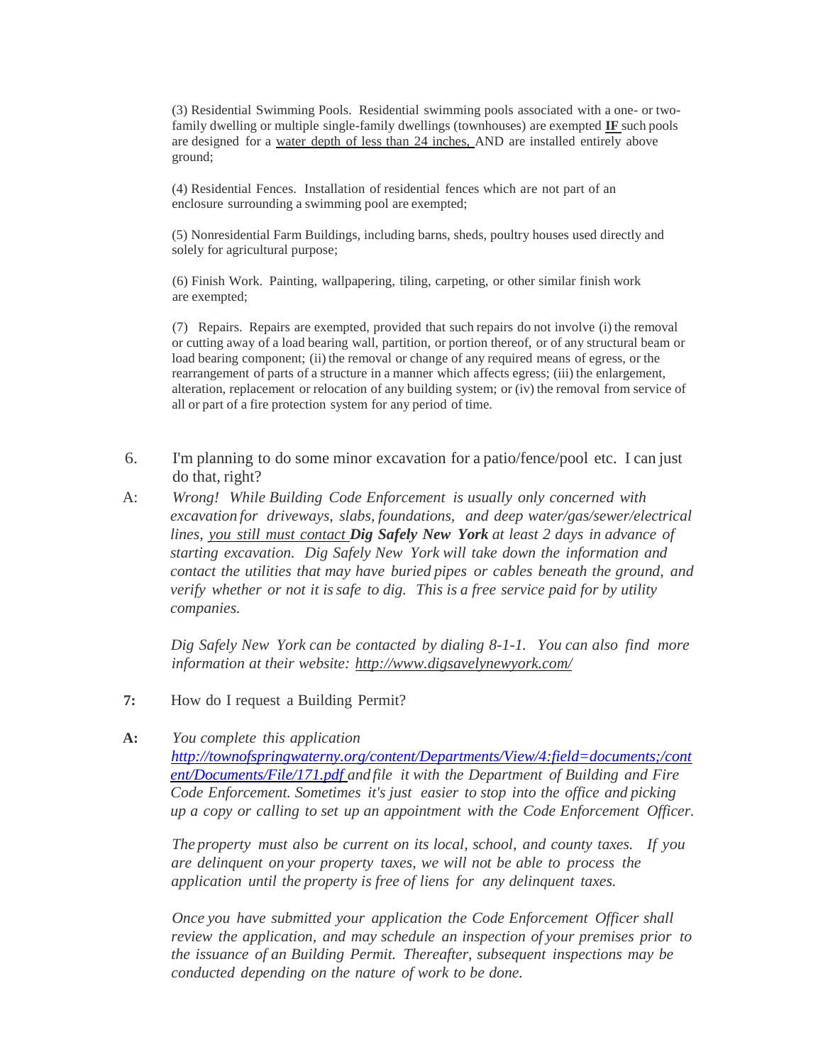(3) Residential Swimming Pools. Residential swimming pools associated with a one- or two-family dwelling or multiple single-family dwellings (townhouses) are exempted **IF** such pools are designed for a water depth of less than 24 inches, AND are installed entirely above ground;

(4) Residential Fences. Installation of residential fences which are not part of an enclosure surrounding a swimming pool are exempted;

(5) Nonresidential Farm Buildings, including barns, sheds, poultry houses used directly and solely for agricultural purpose;

(6) Finish Work. Painting, wallpapering, tiling, carpeting, or other similar finish work are exempted;

(7) Repairs. Repairs are exempted, provided that such repairs do not involve (i) the removal or cutting away of a load bearing wall, partition, or portion thereof, or of any structural beam or load bearing component; (ii) the removal or change of any required means of egress, or the rearrangement of parts of a structure in a manner which affects egress; (iii) the enlargement, alteration, replacement or relocation of any building system; or (iv) the removal from service of all or part of a fire protection system for any period of time.

6. I'm planning to do some minor excavation for a patio/fence/pool etc. I can just do that, right?

A: *Wrong! While Building Code Enforcement is usually only concerned with excavation for driveways, slabs, foundations, and deep water/gas/sewer/electrical lines, you still must contact* ***Dig Safely New York*** *at least 2 days in advance of starting excavation. Dig Safely New York will take down the information and contact the utilities that may have buried pipes or cables beneath the ground, and verify whether or not it is safe to dig. This is a free service paid for by utility companies.*

*Dig Safely New York can be contacted by dialing 8-1-1. You can also find more information at their website: http://www.digsavelynewyork.com/*

**7:** How do I request a Building Permit?

**A:** *You complete this application http://townofspringwaterny.org/content/Departments/View/4:field=documents;/content/Documents/File/171.pdf and file it with the Department of Building and Fire Code Enforcement. Sometimes it's just easier to stop into the office and picking up a copy or calling to set up an appointment with the Code Enforcement Officer.*

*The property must also be current on its local, school, and county taxes. If you are delinquent on your property taxes, we will not be able to process the application until the property is free of liens for any delinquent taxes.*

*Once you have submitted your application the Code Enforcement Officer shall review the application, and may schedule an inspection of your premises prior to the issuance of an Building Permit. Thereafter, subsequent inspections may be conducted depending on the nature of work to be done.*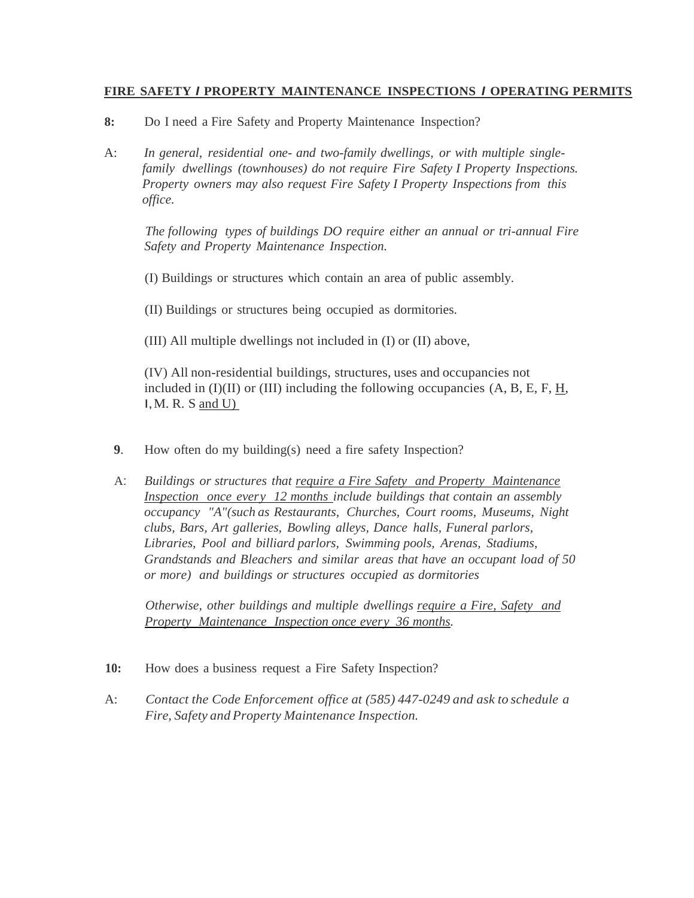**FIRE SAFETY / PROPERTY MAINTENANCE INSPECTIONS / OPERATING PERMITS**

**8:** Do I need a Fire Safety and Property Maintenance Inspection?

A: *In general, residential one- and two-family dwellings, or with multiple single-family dwellings (townhouses) do not require Fire Safety I Property Inspections. Property owners may also request Fire Safety I Property Inspections from this office.*

*The following types of buildings DO require either an annual or tri-annual Fire Safety and Property Maintenance Inspection.*

(I) Buildings or structures which contain an area of public assembly.

(II) Buildings or structures being occupied as dormitories.

(III) All multiple dwellings not included in (I) or (II) above,

(IV) All non-residential buildings, structures, uses and occupancies not included in (I)(II) or (III) including the following occupancies (A, B, E, F, H, I, M. R. S and U)

**9**. How often do my building(s) need a fire safety Inspection?

A: *Buildings or structures that <u>require a Fire Safety and Property Maintenance Inspection once every 12 months</u> include buildings that contain an assembly occupancy "A"(such as Restaurants, Churches, Court rooms, Museums, Night clubs, Bars, Art galleries, Bowling alleys, Dance halls, Funeral parlors, Libraries, Pool and billiard parlors, Swimming pools, Arenas, Stadiums, Grandstands and Bleachers and similar areas that have an occupant load of 50 or more) and buildings or structures occupied as dormitories*

*Otherwise, other buildings and multiple dwellings <u>require a Fire, Safety and Property Maintenance Inspection once every 36 months</u>.*

**10:** How does a business request a Fire Safety Inspection?

A: *Contact the Code Enforcement office at (585) 447-0249 and ask to schedule a Fire, Safety and Property Maintenance Inspection.*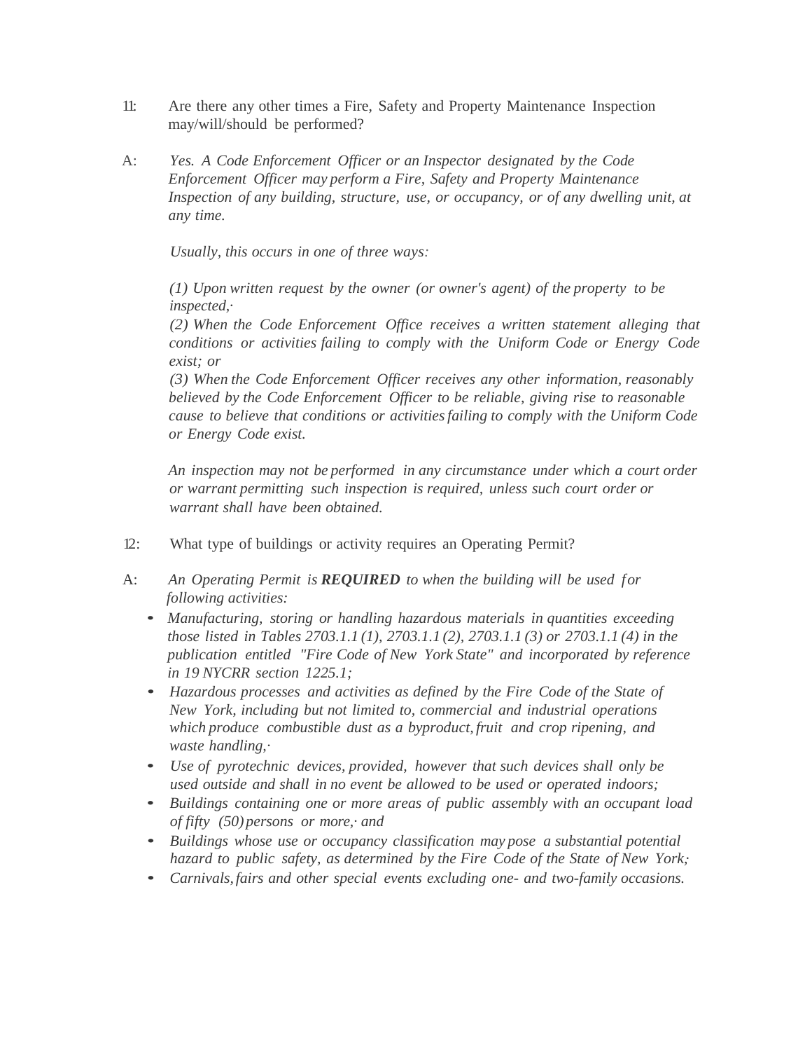11: Are there any other times a Fire, Safety and Property Maintenance Inspection may/will/should be performed?

A: *Yes. A Code Enforcement Officer or an Inspector designated by the Code Enforcement Officer may perform a Fire, Safety and Property Maintenance Inspection of any building, structure, use, or occupancy, or of any dwelling unit, at any time.*

*Usually, this occurs in one of three ways:*

*(1) Upon written request by the owner (or owner's agent) of the property to be inspected,·*
*(2) When the Code Enforcement Office receives a written statement alleging that conditions or activities failing to comply with the Uniform Code or Energy Code exist; or*
*(3) When the Code Enforcement Officer receives any other information, reasonably believed by the Code Enforcement Officer to be reliable, giving rise to reasonable cause to believe that conditions or activities failing to comply with the Uniform Code or Energy Code exist.*

*An inspection may not be performed in any circumstance under which a court order or warrant permitting such inspection is required, unless such court order or warrant shall have been obtained.*

12: What type of buildings or activity requires an Operating Permit?

A: *An Operating Permit is **REQUIRED** to when the building will be used for following activities:*

- *Manufacturing, storing or handling hazardous materials in quantities exceeding those listed in Tables 2703.1.1 (1), 2703.1.1 (2), 2703.1.1 (3) or 2703.1.1 (4) in the publication entitled "Fire Code of New York State" and incorporated by reference in 19 NYCRR section 1225.1;*
- *Hazardous processes and activities as defined by the Fire Code of the State of New York, including but not limited to, commercial and industrial operations which produce combustible dust as a byproduct, fruit and crop ripening, and waste handling,·*
- *Use of pyrotechnic devices, provided, however that such devices shall only be used outside and shall in no event be allowed to be used or operated indoors;*
- *Buildings containing one or more areas of public assembly with an occupant load of fifty (50) persons or more,· and*
- *Buildings whose use or occupancy classification may pose a substantial potential hazard to public safety, as determined by the Fire Code of the State of New York;*
- *Carnivals, fairs and other special events excluding one- and two-family occasions.*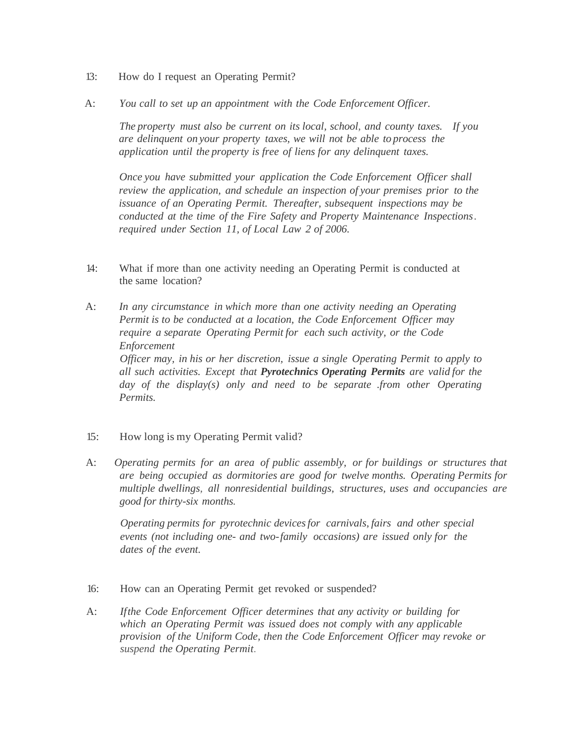13: How do I request an Operating Permit?

A: *You call to set up an appointment with the Code Enforcement Officer.*

*The property must also be current on its local, school, and county taxes. If you are delinquent on your property taxes, we will not be able to process the application until the property is free of liens for any delinquent taxes.*

*Once you have submitted your application the Code Enforcement Officer shall review the application, and schedule an inspection of your premises prior to the issuance of an Operating Permit. Thereafter, subsequent inspections may be conducted at the time of the Fire Safety and Property Maintenance Inspections. required under Section 11, of Local Law 2 of 2006.*

14: What if more than one activity needing an Operating Permit is conducted at the same location?

A: *In any circumstance in which more than one activity needing an Operating Permit is to be conducted at a location, the Code Enforcement Officer may require a separate Operating Permit for each such activity, or the Code Enforcement Officer may, in his or her discretion, issue a single Operating Permit to apply to all such activities. Except that* ***Pyrotechnics Operating Permits*** *are valid for the day of the display(s) only and need to be separate .from other Operating Permits.*

15: How long is my Operating Permit valid?

A: *Operating permits for an area of public assembly, or for buildings or structures that are being occupied as dormitories are good for twelve months. Operating Permits for multiple dwellings, all nonresidential buildings, structures, uses and occupancies are good for thirty-six months.*

*Operating permits for pyrotechnic devices for carnivals, fairs and other special events (not including one- and two-family occasions) are issued only for the dates of the event.*

16: How can an Operating Permit get revoked or suspended?

A: *If the Code Enforcement Officer determines that any activity or building for which an Operating Permit was issued does not comply with any applicable provision of the Uniform Code, then the Code Enforcement Officer may revoke or suspend the Operating Permit.*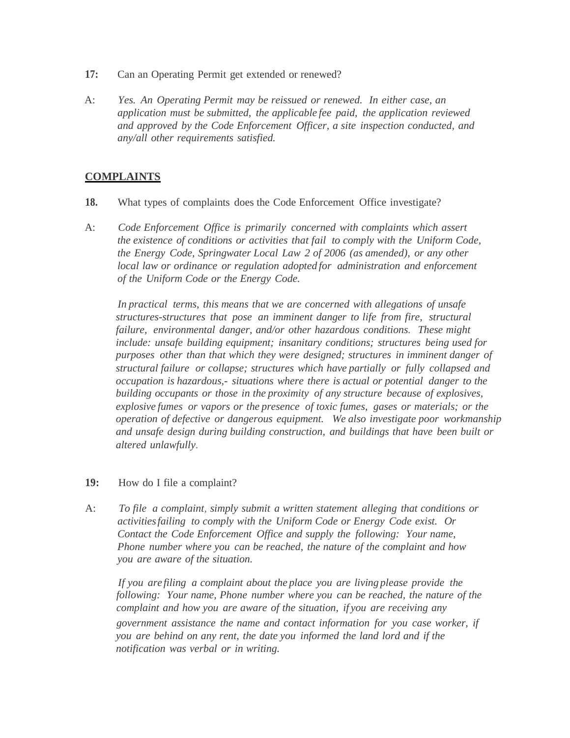**17:** Can an Operating Permit get extended or renewed?

A: *Yes. An Operating Permit may be reissued or renewed. In either case, an application must be submitted, the applicable fee paid, the application reviewed and approved by the Code Enforcement Officer, a site inspection conducted, and any/all other requirements satisfied.*

## COMPLAINTS

**18.** What types of complaints does the Code Enforcement Office investigate?

A: *Code Enforcement Office is primarily concerned with complaints which assert the existence of conditions or activities that fail to comply with the Uniform Code, the Energy Code, Springwater Local Law 2 of 2006 (as amended), or any other local law or ordinance or regulation adopted for administration and enforcement of the Uniform Code or the Energy Code.*

*In practical terms, this means that we are concerned with allegations of unsafe structures-structures that pose an imminent danger to life from fire, structural failure, environmental danger, and/or other hazardous conditions. These might include: unsafe building equipment; insanitary conditions; structures being used for purposes other than that which they were designed; structures in imminent danger of structural failure or collapse; structures which have partially or fully collapsed and occupation is hazardous,- situations where there is actual or potential danger to the building occupants or those in the proximity of any structure because of explosives, explosive fumes or vapors or the presence of toxic fumes, gases or materials; or the operation of defective or dangerous equipment. We also investigate poor workmanship and unsafe design during building construction, and buildings that have been built or altered unlawfully.*

**19:** How do I file a complaint?

A: *To file a complaint, simply submit a written statement alleging that conditions or activities failing to comply with the Uniform Code or Energy Code exist. Or Contact the Code Enforcement Office and supply the following: Your name, Phone number where you can be reached, the nature of the complaint and how you are aware of the situation.*

*If you are filing a complaint about the place you are living please provide the following: Your name, Phone number where you can be reached, the nature of the complaint and how you are aware of the situation, if you are receiving any government assistance the name and contact information for you case worker, if you are behind on any rent, the date you informed the land lord and if the notification was verbal or in writing.*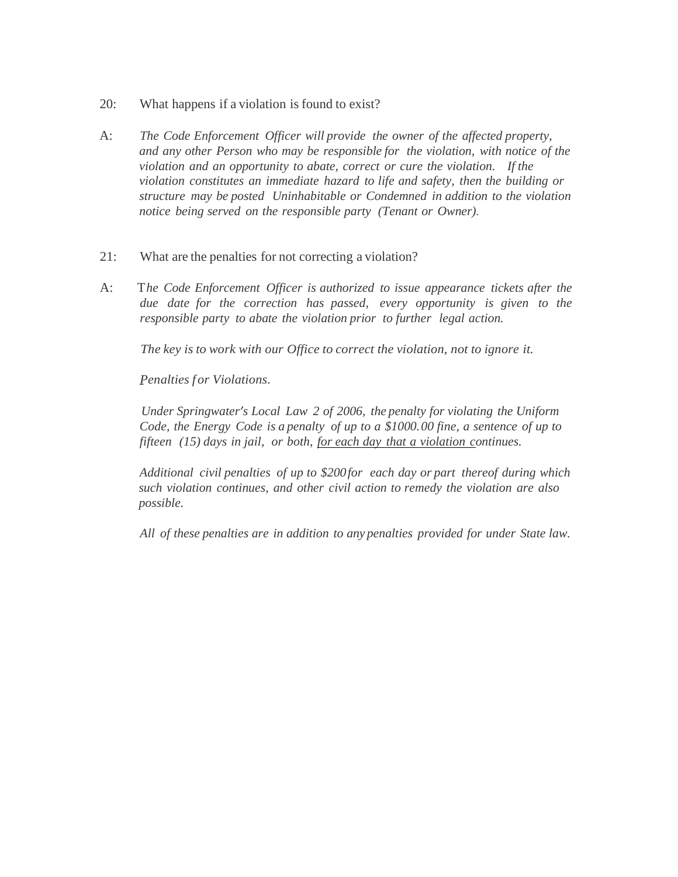20: What happens if a violation is found to exist?

A: *The Code Enforcement Officer will provide the owner of the affected property, and any other Person who may be responsible for the violation, with notice of the violation and an opportunity to abate, correct or cure the violation. If the violation constitutes an immediate hazard to life and safety, then the building or structure may be posted Uninhabitable or Condemned in addition to the violation notice being served on the responsible party (Tenant or Owner).*

21: What are the penalties for not correcting a violation?

A: *The Code Enforcement Officer is authorized to issue appearance tickets after the due date for the correction has passed, every opportunity is given to the responsible party to abate the violation prior to further legal action.*

*The key is to work with our Office to correct the violation, not to ignore it.*

*Penalties for Violations.*

*Under Springwater's Local Law 2 of 2006, the penalty for violating the Uniform Code, the Energy Code is a penalty of up to a $1000.00 fine, a sentence of up to fifteen (15) days in jail, or both, <u>for each day that a violation c</u>ontinues.*

*Additional civil penalties of up to $200 for each day or part thereof during which such violation continues, and other civil action to remedy the violation are also possible.*

*All of these penalties are in addition to any penalties provided for under State law.*